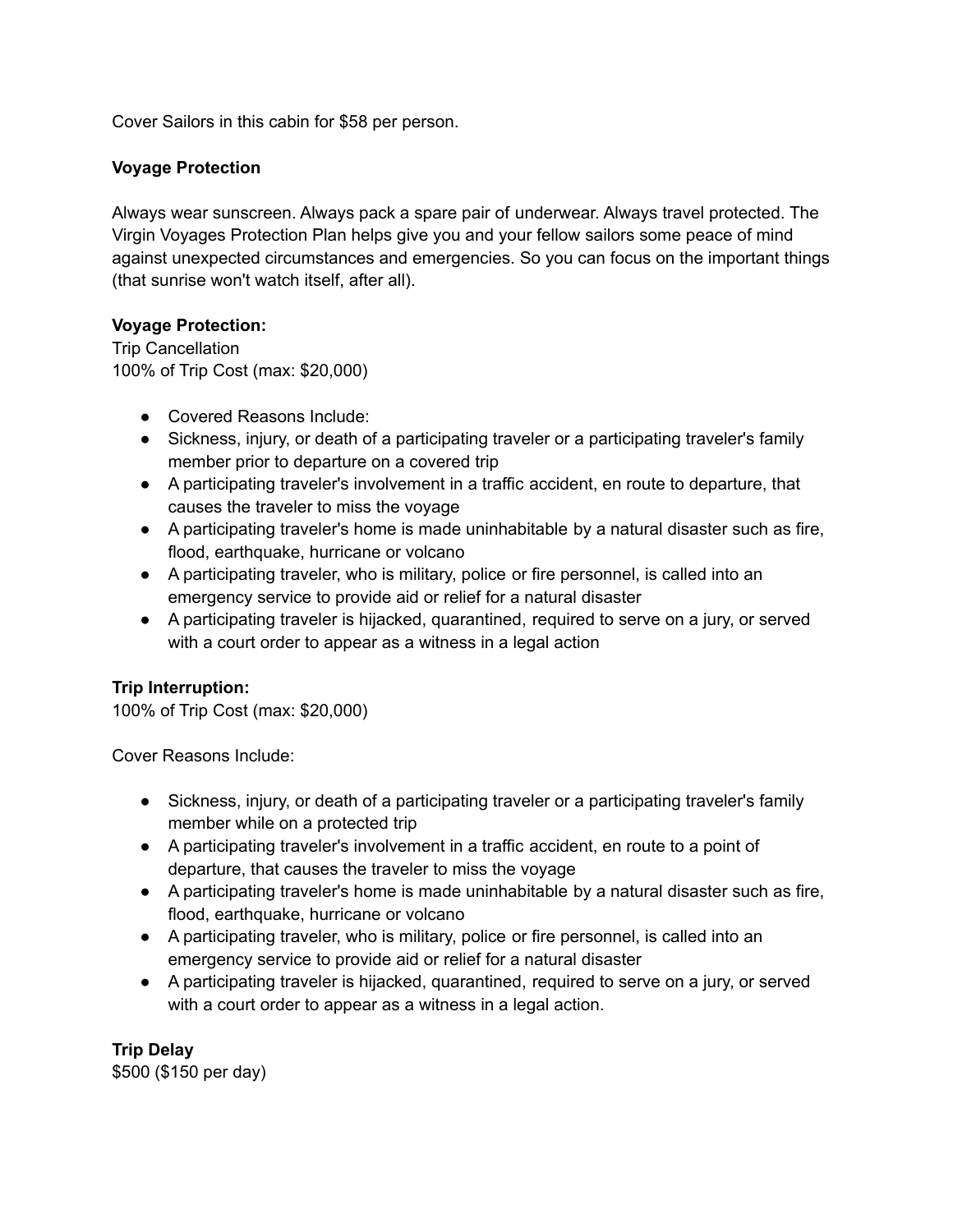Cover Sailors in this cabin for $58 per person.

**Voyage Protection**

Always wear sunscreen. Always pack a spare pair of underwear. Always travel protected. The Virgin Voyages Protection Plan helps give you and your fellow sailors some peace of mind against unexpected circumstances and emergencies. So you can focus on the important things (that sunrise won't watch itself, after all).

**Voyage Protection:**
Trip Cancellation
100% of Trip Cost (max: $20,000)

- Covered Reasons Include:
- Sickness, injury, or death of a participating traveler or a participating traveler's family member prior to departure on a covered trip
- A participating traveler's involvement in a traffic accident, en route to departure, that causes the traveler to miss the voyage
- A participating traveler's home is made uninhabitable by a natural disaster such as fire, flood, earthquake, hurricane or volcano
- A participating traveler, who is military, police or fire personnel, is called into an emergency service to provide aid or relief for a natural disaster
- A participating traveler is hijacked, quarantined, required to serve on a jury, or served with a court order to appear as a witness in a legal action

**Trip Interruption:**
100% of Trip Cost (max: $20,000)

Cover Reasons Include:

- Sickness, injury, or death of a participating traveler or a participating traveler's family member while on a protected trip
- A participating traveler's involvement in a traffic accident, en route to a point of departure, that causes the traveler to miss the voyage
- A participating traveler's home is made uninhabitable by a natural disaster such as fire, flood, earthquake, hurricane or volcano
- A participating traveler, who is military, police or fire personnel, is called into an emergency service to provide aid or relief for a natural disaster
- A participating traveler is hijacked, quarantined, required to serve on a jury, or served with a court order to appear as a witness in a legal action.

**Trip Delay**
$500 ($150 per day)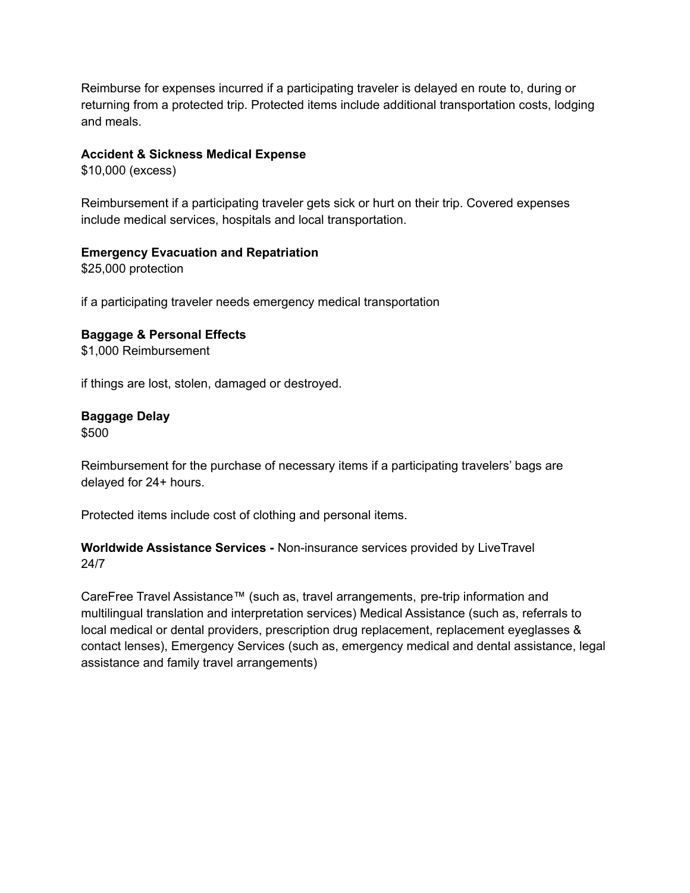Reimburse for expenses incurred if a participating traveler is delayed en route to, during or returning from a protected trip. Protected items include additional transportation costs, lodging and meals.

**Accident & Sickness Medical Expense**
$10,000 (excess)

Reimbursement if a participating traveler gets sick or hurt on their trip. Covered expenses include medical services, hospitals and local transportation.

**Emergency Evacuation and Repatriation**
$25,000 protection

if a participating traveler needs emergency medical transportation

**Baggage & Personal Effects**
$1,000 Reimbursement

if things are lost, stolen, damaged or destroyed.

**Baggage Delay**
$500

Reimbursement for the purchase of necessary items if a participating travelers' bags are delayed for 24+ hours.

Protected items include cost of clothing and personal items.

**Worldwide Assistance Services -** Non-insurance services provided by LiveTravel
24/7

CareFree Travel Assistance™ (such as, travel arrangements, pre-trip information and multilingual translation and interpretation services) Medical Assistance (such as, referrals to local medical or dental providers, prescription drug replacement, replacement eyeglasses & contact lenses), Emergency Services (such as, emergency medical and dental assistance, legal assistance and family travel arrangements)